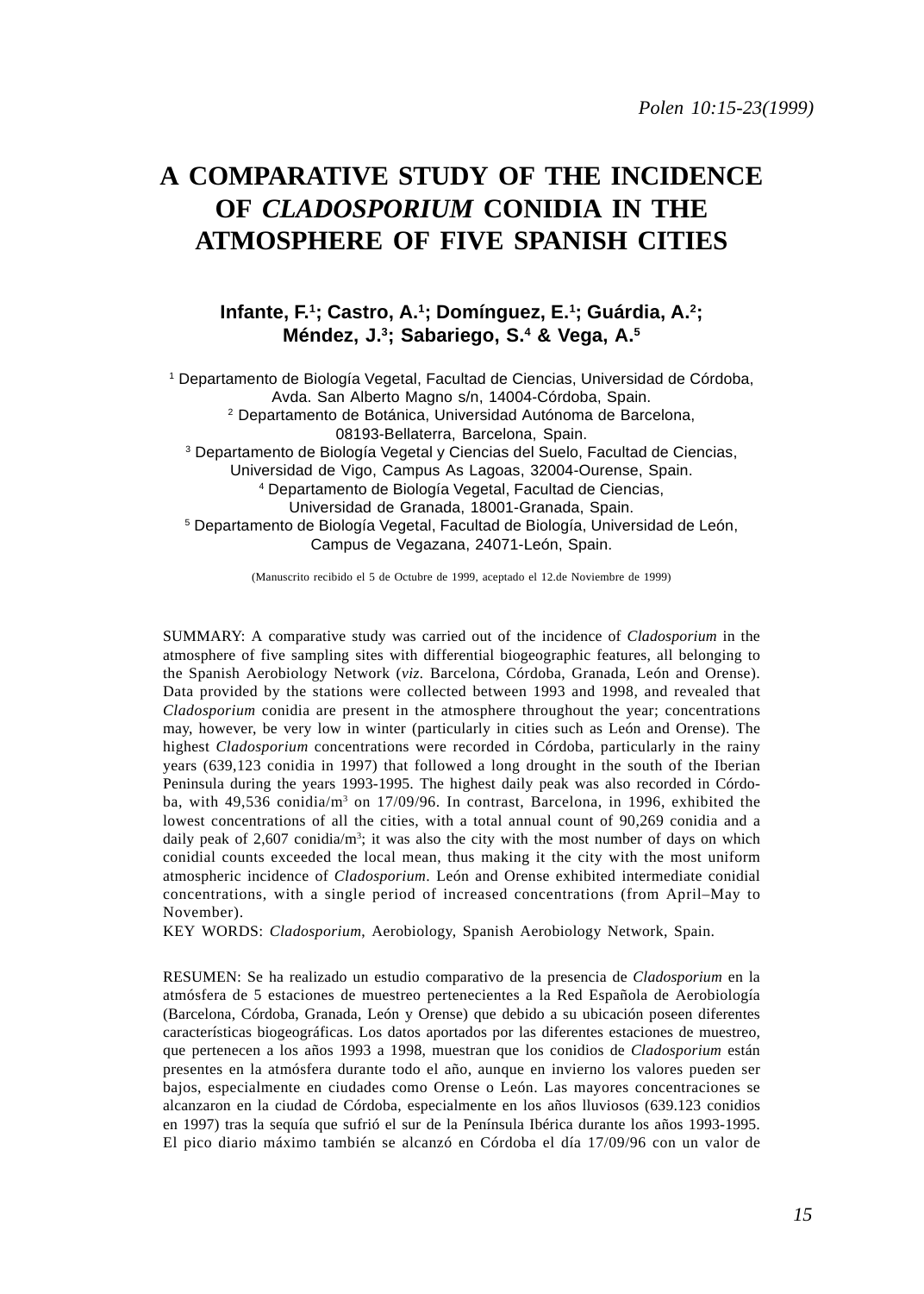# A COMPARATIVE STUDY OF THE INCIDENCE OF *CLADOSPORIUM* CONIDIA IN THE ATMOSPHERE OF FIVE SPANISH CITIES

**Infante, F.[1]; Castro, A.[1]; Domínguez, E.[1]; Guárdia, A.[2]; Méndez, J.[3]; Sabariego, S.[4] & Vega, A.[5]**

[1] Departamento de Biología Vegetal, Facultad de Ciencias, Universidad de Córdoba, Avda. San Alberto Magno s/n, 14004-Córdoba, Spain.
[2] Departamento de Botánica, Universidad Autónoma de Barcelona, 08193-Bellaterra, Barcelona, Spain.
[3] Departamento de Biología Vegetal y Ciencias del Suelo, Facultad de Ciencias, Universidad de Vigo, Campus As Lagoas, 32004-Ourense, Spain.
[4] Departamento de Biología Vegetal, Facultad de Ciencias, Universidad de Granada, 18001-Granada, Spain.
[5] Departamento de Biología Vegetal, Facultad de Biología, Universidad de León, Campus de Vegazana, 24071-León, Spain.

(Manuscrito recibido el 5 de Octubre de 1999, aceptado el 12.de Noviembre de 1999)

SUMMARY: A comparative study was carried out of the incidence of *Cladosporium* in the atmosphere of five sampling sites with differential biogeographic features, all belonging to the Spanish Aerobiology Network (*viz.* Barcelona, Córdoba, Granada, León and Orense). Data provided by the stations were collected between 1993 and 1998, and revealed that *Cladosporium* conidia are present in the atmosphere throughout the year; concentrations may, however, be very low in winter (particularly in cities such as León and Orense). The highest *Cladosporium* concentrations were recorded in Córdoba, particularly in the rainy years (639,123 conidia in 1997) that followed a long drought in the south of the Iberian Peninsula during the years 1993-1995. The highest daily peak was also recorded in Córdoba, with 49,536 conidia/m$^3$ on 17/09/96. In contrast, Barcelona, in 1996, exhibited the lowest concentrations of all the cities, with a total annual count of 90,269 conidia and a daily peak of 2,607 conidia/m$^3$; it was also the city with the most number of days on which conidial counts exceeded the local mean, thus making it the city with the most uniform atmospheric incidence of *Cladosporium*. León and Orense exhibited intermediate conidial concentrations, with a single period of increased concentrations (from April–May to November).

KEY WORDS: *Cladosporium*, Aerobiology, Spanish Aerobiology Network, Spain.

RESUMEN: Se ha realizado un estudio comparativo de la presencia de *Cladosporium* en la atmósfera de 5 estaciones de muestreo pertenecientes a la Red Española de Aerobiología (Barcelona, Córdoba, Granada, León y Orense) que debido a su ubicación poseen diferentes características biogeográficas. Los datos aportados por las diferentes estaciones de muestreo, que pertenecen a los años 1993 a 1998, muestran que los conidios de *Cladosporium* están presentes en la atmósfera durante todo el año, aunque en invierno los valores pueden ser bajos, especialmente en ciudades como Orense o León. Las mayores concentraciones se alcanzaron en la ciudad de Córdoba, especialmente en los años lluviosos (639.123 conidios en 1997) tras la sequía que sufrió el sur de la Península Ibérica durante los años 1993-1995. El pico diario máximo también se alcanzó en Córdoba el día 17/09/96 con un valor de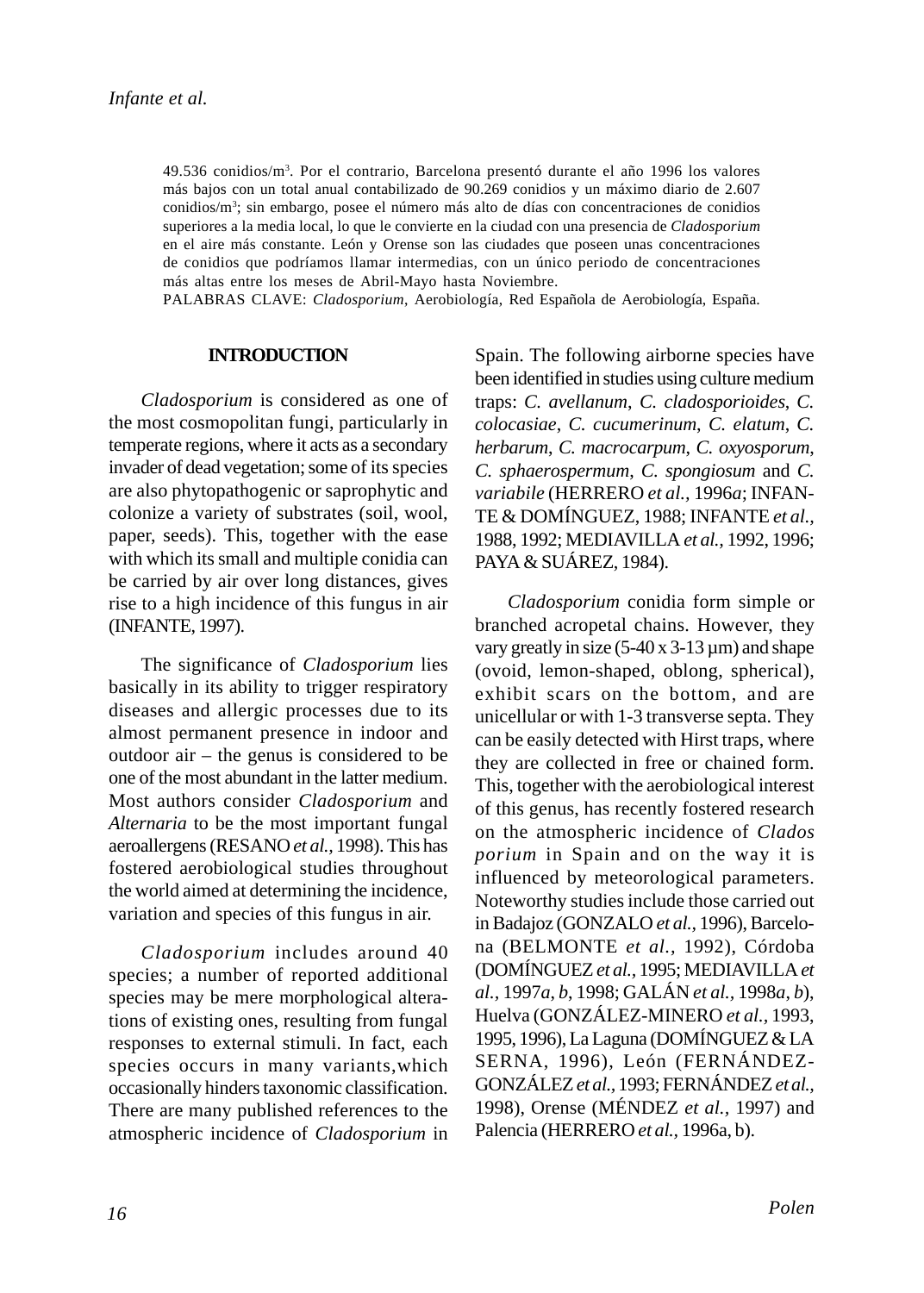49.536 conidios/m$^3$. Por el contrario, Barcelona presentó durante el año 1996 los valores más bajos con un total anual contabilizado de 90.269 conidios y un máximo diario de 2.607 conidios/m$^3$; sin embargo, posee el número más alto de días con concentraciones de conidios superiores a la media local, lo que le convierte en la ciudad con una presencia de *Cladosporium* en el aire más constante. León y Orense son las ciudades que poseen unas concentraciones de conidios que podríamos llamar intermedias, con un único periodo de concentraciones más altas entre los meses de Abril-Mayo hasta Noviembre.

PALABRAS CLAVE: *Cladosporium*, Aerobiología, Red Española de Aerobiología, España.

## INTRODUCTION

*Cladosporium* is considered as one of the most cosmopolitan fungi, particularly in temperate regions, where it acts as a secondary invader of dead vegetation; some of its species are also phytopathogenic or saprophytic and colonize a variety of substrates (soil, wool, paper, seeds). This, together with the ease with which its small and multiple conidia can be carried by air over long distances, gives rise to a high incidence of this fungus in air (INFANTE, 1997).

The significance of *Cladosporium* lies basically in its ability to trigger respiratory diseases and allergic processes due to its almost permanent presence in indoor and outdoor air – the genus is considered to be one of the most abundant in the latter medium. Most authors consider *Cladosporium* and *Alternaria* to be the most important fungal aeroallergens (RESANO *et al.*, 1998). This has fostered aerobiological studies throughout the world aimed at determining the incidence, variation and species of this fungus in air.

*Cladosporium* includes around 40 species; a number of reported additional species may be mere morphological alterations of existing ones, resulting from fungal responses to external stimuli. In fact, each species occurs in many variants,which occasionally hinders taxonomic classification. There are many published references to the atmospheric incidence of *Cladosporium* in Spain. The following airborne species have been identified in studies using culture medium traps: *C. avellanum*, *C. cladosporioides*, *C. colocasiae*, *C. cucumerinum*, *C. elatum*, *C. herbarum*, *C. macrocarpum*, *C. oxysporum*, *C. sphaerospermum*, *C. spongiosum* and *C. variabile* (HERRERO *et al.*, 1996*a*; INFANTE & DOMÍNGUEZ, 1988; INFANTE *et al.*, 1988, 1992; MEDIAVILLA *et al.*, 1992, 1996; PAYA & SUÁREZ, 1984).

*Cladosporium* conidia form simple or branched acropetal chains. However, they vary greatly in size (5-40 x 3-13 µm) and shape (ovoid, lemon-shaped, oblong, spherical), exhibit scars on the bottom, and are unicellular or with 1-3 transverse septa. They can be easily detected with Hirst traps, where they are collected in free or chained form. This, together with the aerobiological interest of this genus, has recently fostered research on the atmospheric incidence of *Cladosporium* in Spain and on the way it is influenced by meteorological parameters. Noteworthy studies include those carried out in Badajoz (GONZALO *et al.*, 1996), Barcelona (BELMONTE *et al.*, 1992), Córdoba (DOMÍNGUEZ *et al.*, 1995; MEDIAVILLA *et al.*, 1997*a*, *b*, 1998; GALÁN *et al.*, 1998*a*, *b*), Huelva (GONZÁLEZ-MINERO *et al.*, 1993, 1995, 1996), La Laguna (DOMÍNGUEZ & LA SERNA, 1996), León (FERNÁNDEZ-GONZÁLEZ *et al.*, 1993; FERNÁNDEZ *et al.*, 1998), Orense (MÉNDEZ *et al.*, 1997) and Palencia (HERRERO *et al.*, 1996a, b).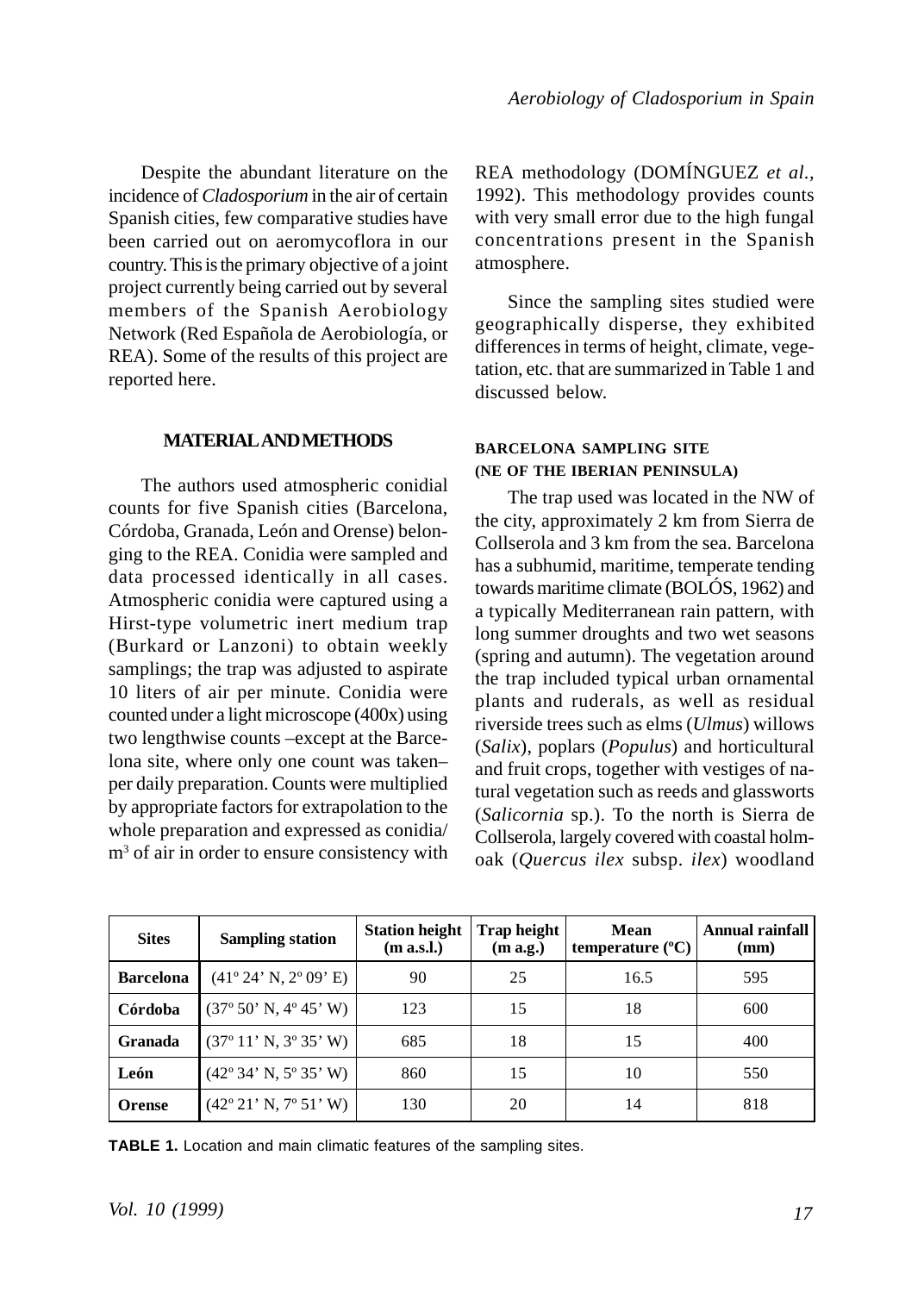Despite the abundant literature on the incidence of *Cladosporium* in the air of certain Spanish cities, few comparative studies have been carried out on aeromycoflora in our country. This is the primary objective of a joint project currently being carried out by several members of the Spanish Aerobiology Network (Red Española de Aerobiología, or REA). Some of the results of this project are reported here.

## MATERIAL AND METHODS

The authors used atmospheric conidial counts for five Spanish cities (Barcelona, Córdoba, Granada, León and Orense) belonging to the REA. Conidia were sampled and data processed identically in all cases. Atmospheric conidia were captured using a Hirst-type volumetric inert medium trap (Burkard or Lanzoni) to obtain weekly samplings; the trap was adjusted to aspirate 10 liters of air per minute. Conidia were counted under a light microscope (400x) using two lengthwise counts –except at the Barcelona site, where only one count was taken– per daily preparation. Counts were multiplied by appropriate factors for extrapolation to the whole preparation and expressed as conidia/$m^3$ of air in order to ensure consistency with REA methodology (DOMÍNGUEZ *et al.*, 1992). This methodology provides counts with very small error due to the high fungal concentrations present in the Spanish atmosphere.

Since the sampling sites studied were geographically disperse, they exhibited differences in terms of height, climate, vegetation, etc. that are summarized in Table 1 and discussed below.

### BARCELONA SAMPLING SITE (NE OF THE IBERIAN PENINSULA)

The trap used was located in the NW of the city, approximately 2 km from Sierra de Collserola and 3 km from the sea. Barcelona has a subhumid, maritime, temperate tending towards maritime climate (BOLÓS, 1962) and a typically Mediterranean rain pattern, with long summer droughts and two wet seasons (spring and autumn). The vegetation around the trap included typical urban ornamental plants and ruderals, as well as residual riverside trees such as elms (*Ulmus*) willows (*Salix*), poplars (*Populus*) and horticultural and fruit crops, together with vestiges of natural vegetation such as reeds and glassworts (*Salicornia* sp.). To the north is Sierra de Collserola, largely covered with coastal holm-oak (*Quercus ilex* subsp. *ilex*) woodland

| Sites | Sampling station | Station height (m a.s.l.) | Trap height (m a.g.) | Mean temperature (ºC) | Annual rainfall (mm) |
|---|---|---|---|---|---|
| **Barcelona** | (41º 24' N, 2º 09' E) | 90 | 25 | 16.5 | 595 |
| **Córdoba** | (37º 50' N, 4º 45' W) | 123 | 15 | 18 | 600 |
| **Granada** | (37º 11' N, 3º 35' W) | 685 | 18 | 15 | 400 |
| **León** | (42º 34' N, 5º 35' W) | 860 | 15 | 10 | 550 |
| **Orense** | (42º 21' N, 7º 51' W) | 130 | 20 | 14 | 818 |

**TABLE 1.** Location and main climatic features of the sampling sites.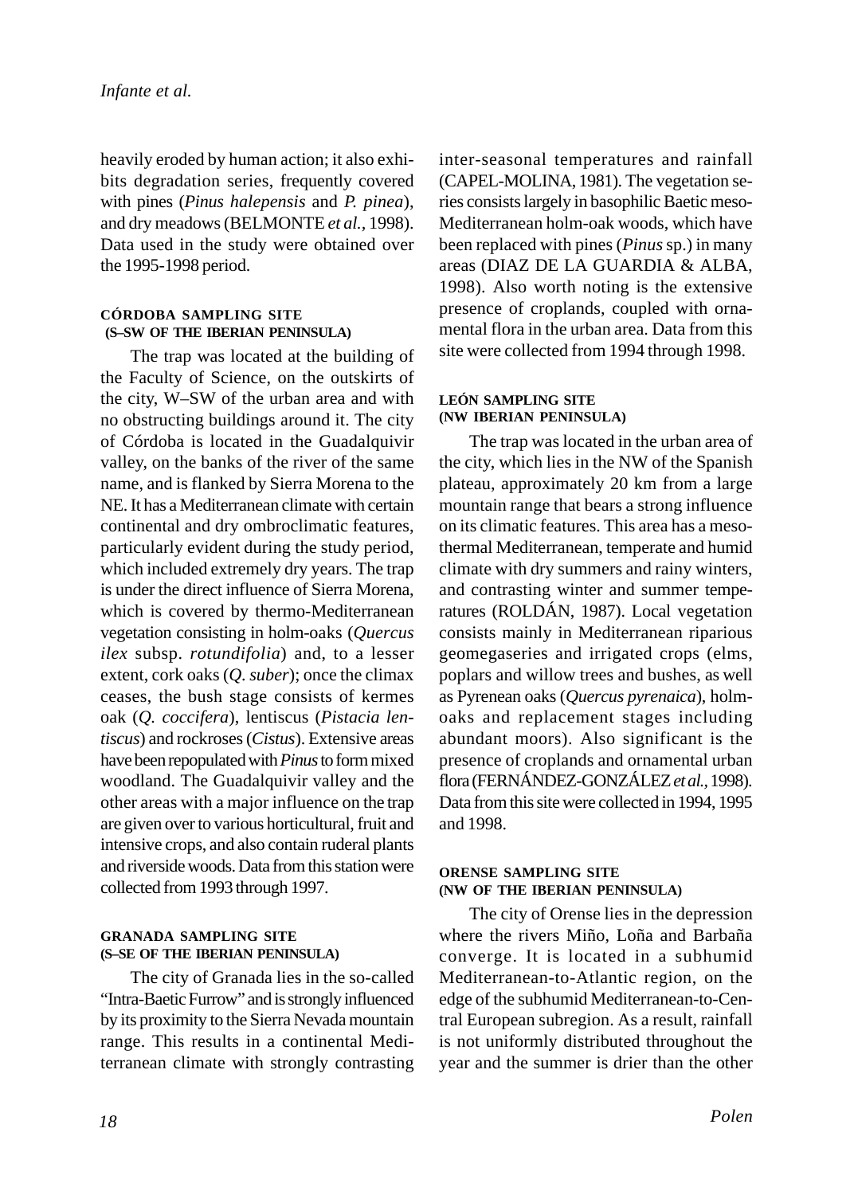heavily eroded by human action; it also exhibits degradation series, frequently covered with pines (*Pinus halepensis* and *P. pinea*), and dry meadows (BELMONTE *et al.*, 1998). Data used in the study were obtained over the 1995-1998 period.

#### CÓRDOBA SAMPLING SITE (S–SW OF THE IBERIAN PENINSULA)

The trap was located at the building of the Faculty of Science, on the outskirts of the city, W–SW of the urban area and with no obstructing buildings around it. The city of Córdoba is located in the Guadalquivir valley, on the banks of the river of the same name, and is flanked by Sierra Morena to the NE. It has a Mediterranean climate with certain continental and dry ombroclimatic features, particularly evident during the study period, which included extremely dry years. The trap is under the direct influence of Sierra Morena, which is covered by thermo-Mediterranean vegetation consisting in holm-oaks (*Quercus ilex* subsp. *rotundifolia*) and, to a lesser extent, cork oaks (*Q. suber*); once the climax ceases, the bush stage consists of kermes oak (*Q. coccifera*), lentiscus (*Pistacia lentiscus*) and rockroses (*Cistus*). Extensive areas have been repopulated with *Pinus* to form mixed woodland. The Guadalquivir valley and the other areas with a major influence on the trap are given over to various horticultural, fruit and intensive crops, and also contain ruderal plants and riverside woods. Data from this station were collected from 1993 through 1997.

#### GRANADA SAMPLING SITE (S–SE OF THE IBERIAN PENINSULA)

The city of Granada lies in the so-called "Intra-Baetic Furrow" and is strongly influenced by its proximity to the Sierra Nevada mountain range. This results in a continental Mediterranean climate with strongly contrasting inter-seasonal temperatures and rainfall (CAPEL-MOLINA, 1981). The vegetation series consists largely in basophilic Baetic meso-Mediterranean holm-oak woods, which have been replaced with pines (*Pinus* sp.) in many areas (DIAZ DE LA GUARDIA & ALBA, 1998). Also worth noting is the extensive presence of croplands, coupled with ornamental flora in the urban area. Data from this site were collected from 1994 through 1998.

#### LEÓN SAMPLING SITE (NW IBERIAN PENINSULA)

The trap was located in the urban area of the city, which lies in the NW of the Spanish plateau, approximately 20 km from a large mountain range that bears a strong influence on its climatic features. This area has a mesothermal Mediterranean, temperate and humid climate with dry summers and rainy winters, and contrasting winter and summer temperatures (ROLDÁN, 1987). Local vegetation consists mainly in Mediterranean riparious geomegaseries and irrigated crops (elms, poplars and willow trees and bushes, as well as Pyrenean oaks (*Quercus pyrenaica*), holm-oaks and replacement stages including abundant moors). Also significant is the presence of croplands and ornamental urban flora (FERNÁNDEZ-GONZÁLEZ *et al.*, 1998). Data from this site were collected in 1994, 1995 and 1998.

#### ORENSE SAMPLING SITE (NW OF THE IBERIAN PENINSULA)

The city of Orense lies in the depression where the rivers Miño, Loña and Barbaña converge. It is located in a subhumid Mediterranean-to-Atlantic region, on the edge of the subhumid Mediterranean-to-Central European subregion. As a result, rainfall is not uniformly distributed throughout the year and the summer is drier than the other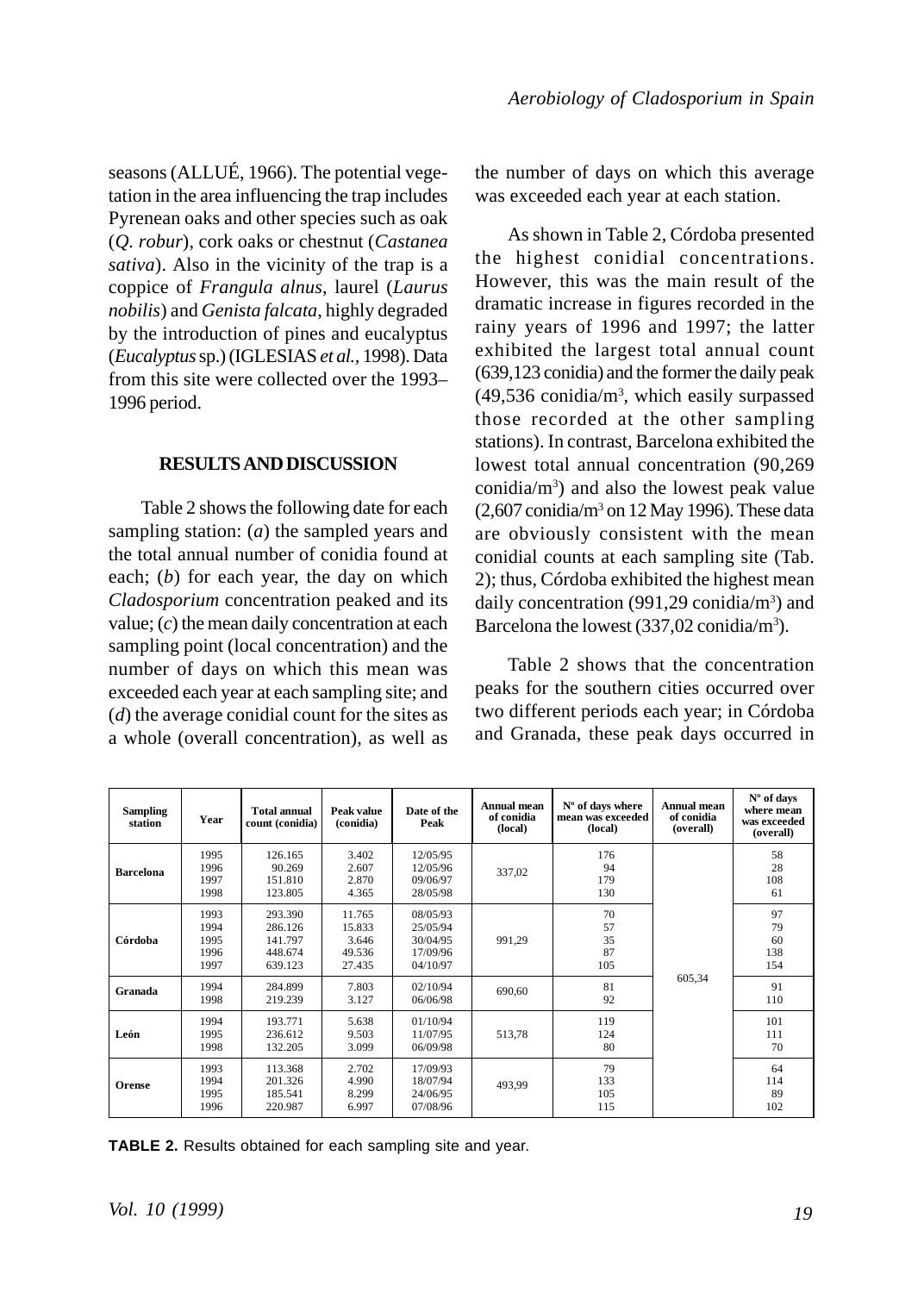seasons (ALLUÉ, 1966). The potential vegetation in the area influencing the trap includes Pyrenean oaks and other species such as oak (*Q. robur*), cork oaks or chestnut (*Castanea sativa*). Also in the vicinity of the trap is a coppice of *Frangula alnus*, laurel (*Laurus nobilis*) and *Genista falcata*, highly degraded by the introduction of pines and eucalyptus (*Eucalyptus* sp.) (IGLESIAS *et al.*, 1998). Data from this site were collected over the 1993–1996 period.

## RESULTS AND DISCUSSION

Table 2 shows the following date for each sampling station: (*a*) the sampled years and the total annual number of conidia found at each; (*b*) for each year, the day on which *Cladosporium* concentration peaked and its value; (*c*) the mean daily concentration at each sampling point (local concentration) and the number of days on which this mean was exceeded each year at each sampling site; and (*d*) the average conidial count for the sites as a whole (overall concentration), as well as the number of days on which this average was exceeded each year at each station.

As shown in Table 2, Córdoba presented the highest conidial concentrations. However, this was the main result of the dramatic increase in figures recorded in the rainy years of 1996 and 1997; the latter exhibited the largest total annual count (639,123 conidia) and the former the daily peak (49,536 conidia/m$^3$, which easily surpassed those recorded at the other sampling stations). In contrast, Barcelona exhibited the lowest total annual concentration (90,269 conidia/m$^3$) and also the lowest peak value (2,607 conidia/m$^3$ on 12 May 1996). These data are obviously consistent with the mean conidial counts at each sampling site (Tab. 2); thus, Córdoba exhibited the highest mean daily concentration (991,29 conidia/m$^3$) and Barcelona the lowest (337,02 conidia/m$^3$).

Table 2 shows that the concentration peaks for the southern cities occurred over two different periods each year; in Córdoba and Granada, these peak days occurred in

| Sampling station | Year | Total annual count (conidia) | Peak value (conidia) | Date of the Peak | Annual mean of conidia (local) | Nº of days where mean was exceeded (local) | Annual mean of conidia (overall) | Nº of days where mean was exceeded (overall) |
|---|---|---|---|---|---|---|---|---|
| **Barcelona** | 1995 | 126.165 | 3.402 | 12/05/95 | 337,02 | 176 | 605,34 | 58 |
| | 1996 | 90.269 | 2.607 | 12/05/96 | | 94 | | 28 |
| | 1997 | 151.810 | 2.870 | 09/06/97 | | 179 | | 108 |
| | 1998 | 123.805 | 4.365 | 28/05/98 | | 130 | | 61 |
| **Córdoba** | 1993 | 293.390 | 11.765 | 08/05/93 | 991,29 | 70 | | 97 |
| | 1994 | 286.126 | 15.833 | 25/05/94 | | 57 | | 79 |
| | 1995 | 141.797 | 3.646 | 30/04/95 | | 35 | | 60 |
| | 1996 | 448.674 | 49.536 | 17/09/96 | | 87 | | 138 |
| | 1997 | 639.123 | 27.435 | 04/10/97 | | 105 | | 154 |
| **Granada** | 1994 | 284.899 | 7.803 | 02/10/94 | 690,60 | 81 | | 91 |
| | 1998 | 219.239 | 3.127 | 06/06/98 | | 92 | | 110 |
| **León** | 1994 | 193.771 | 5.638 | 01/10/94 | 513,78 | 119 | | 101 |
| | 1995 | 236.612 | 9.503 | 11/07/95 | | 124 | | 111 |
| | 1998 | 132.205 | 3.099 | 06/09/98 | | 80 | | 70 |
| **Orense** | 1993 | 113.368 | 2.702 | 17/09/93 | 493,99 | 79 | | 64 |
| | 1994 | 201.326 | 4.990 | 18/07/94 | | 133 | | 114 |
| | 1995 | 185.541 | 8.299 | 24/06/95 | | 105 | | 89 |
| | 1996 | 220.987 | 6.997 | 07/08/96 | | 115 | | 102 |

**TABLE 2.** Results obtained for each sampling site and year.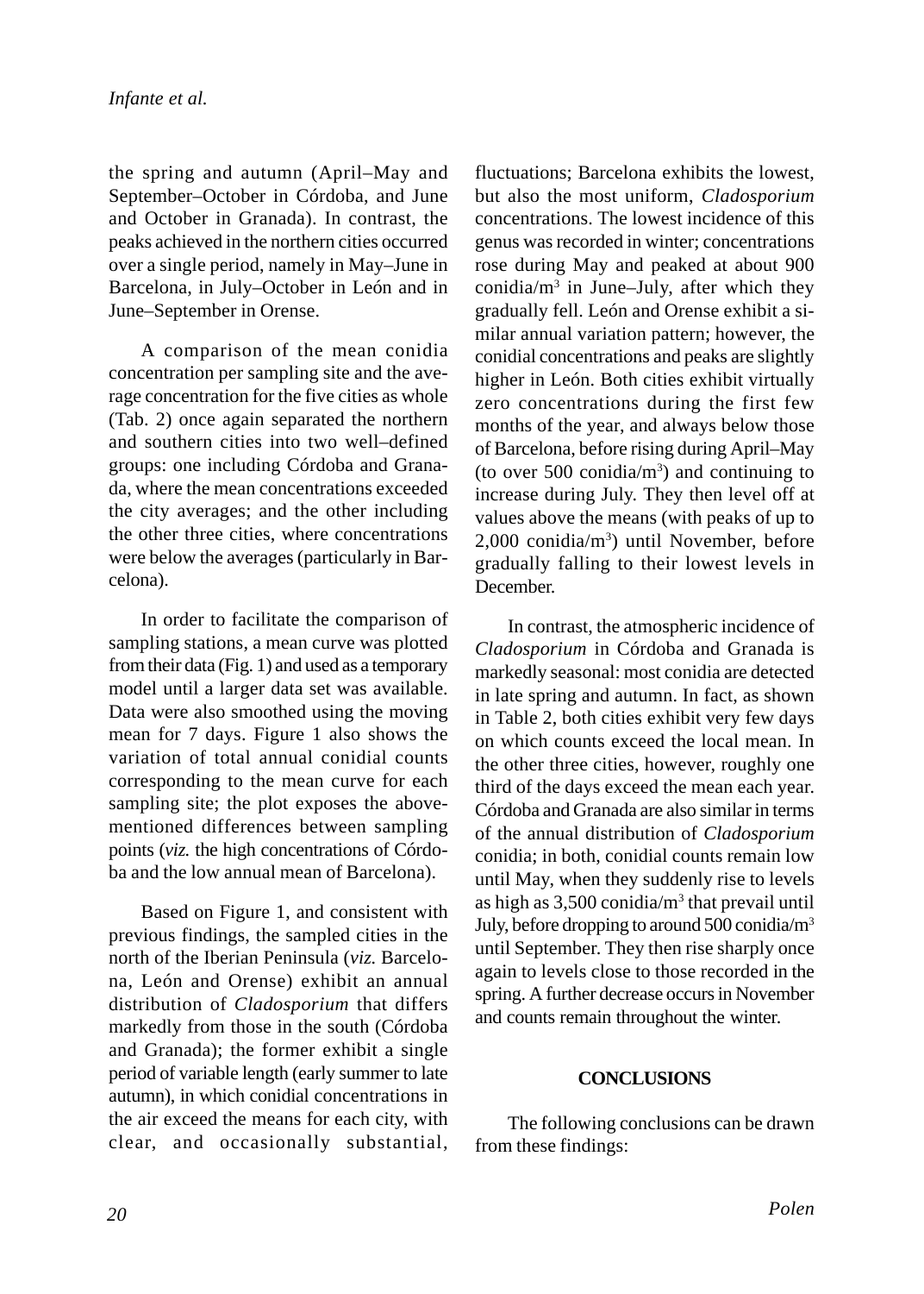the spring and autumn (April–May and September–October in Córdoba, and June and October in Granada). In contrast, the peaks achieved in the northern cities occurred over a single period, namely in May–June in Barcelona, in July–October in León and in June–September in Orense.

A comparison of the mean conidia concentration per sampling site and the average concentration for the five cities as whole (Tab. 2) once again separated the northern and southern cities into two well–defined groups: one including Córdoba and Granada, where the mean concentrations exceeded the city averages; and the other including the other three cities, where concentrations were below the averages (particularly in Barcelona).

In order to facilitate the comparison of sampling stations, a mean curve was plotted from their data (Fig. 1) and used as a temporary model until a larger data set was available. Data were also smoothed using the moving mean for 7 days. Figure 1 also shows the variation of total annual conidial counts corresponding to the mean curve for each sampling site; the plot exposes the above-mentioned differences between sampling points (*viz.* the high concentrations of Córdoba and the low annual mean of Barcelona).

Based on Figure 1, and consistent with previous findings, the sampled cities in the north of the Iberian Peninsula (*viz.* Barcelona, León and Orense) exhibit an annual distribution of *Cladosporium* that differs markedly from those in the south (Córdoba and Granada); the former exhibit a single period of variable length (early summer to late autumn), in which conidial concentrations in the air exceed the means for each city, with clear, and occasionally substantial, fluctuations; Barcelona exhibits the lowest, but also the most uniform, *Cladosporium* concentrations. The lowest incidence of this genus was recorded in winter; concentrations rose during May and peaked at about 900 conidia/m$^3$ in June–July, after which they gradually fell. León and Orense exhibit a similar annual variation pattern; however, the conidial concentrations and peaks are slightly higher in León. Both cities exhibit virtually zero concentrations during the first few months of the year, and always below those of Barcelona, before rising during April–May (to over 500 conidia/m$^3$) and continuing to increase during July. They then level off at values above the means (with peaks of up to 2,000 conidia/m$^3$) until November, before gradually falling to their lowest levels in December.

In contrast, the atmospheric incidence of *Cladosporium* in Córdoba and Granada is markedly seasonal: most conidia are detected in late spring and autumn. In fact, as shown in Table 2, both cities exhibit very few days on which counts exceed the local mean. In the other three cities, however, roughly one third of the days exceed the mean each year. Córdoba and Granada are also similar in terms of the annual distribution of *Cladosporium* conidia; in both, conidial counts remain low until May, when they suddenly rise to levels as high as 3,500 conidia/m$^3$ that prevail until July, before dropping to around 500 conidia/m$^3$ until September. They then rise sharply once again to levels close to those recorded in the spring. A further decrease occurs in November and counts remain throughout the winter.

## CONCLUSIONS

The following conclusions can be drawn from these findings: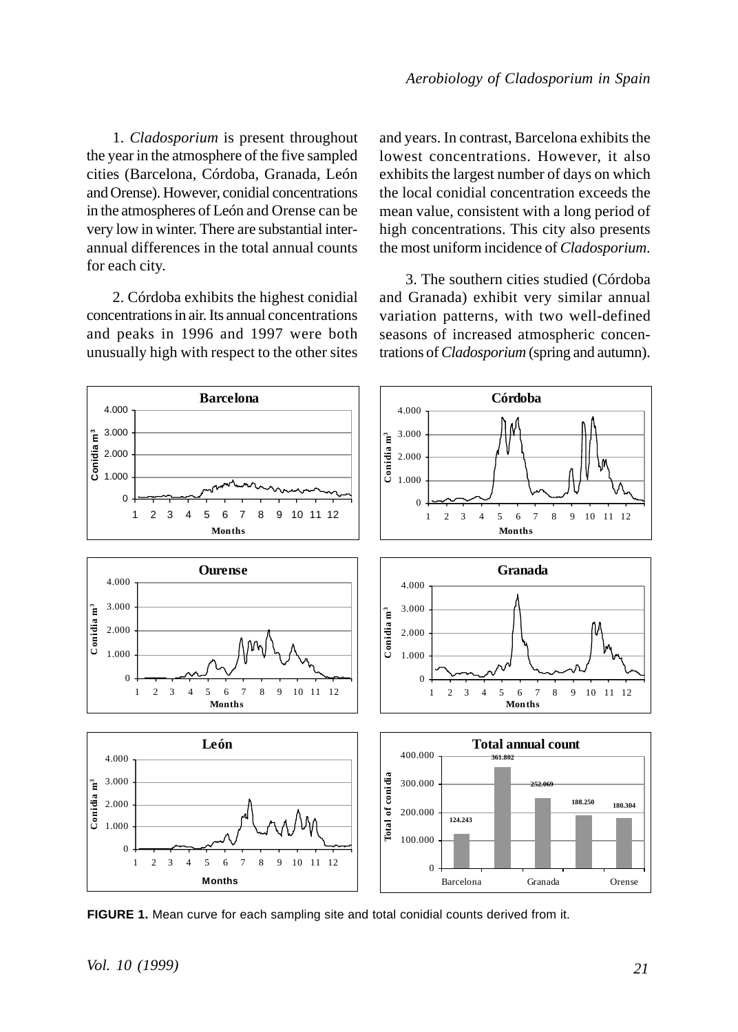1. *Cladosporium* is present throughout the year in the atmosphere of the five sampled cities (Barcelona, Córdoba, Granada, León and Orense). However, conidial concentrations in the atmospheres of León and Orense can be very low in winter. There are substantial inter-annual differences in the total annual counts for each city.

2. Córdoba exhibits the highest conidial concentrations in air. Its annual concentrations and peaks in 1996 and 1997 were both unusually high with respect to the other sites and years. In contrast, Barcelona exhibits the lowest concentrations. However, it also exhibits the largest number of days on which the local conidial concentration exceeds the mean value, consistent with a long period of high concentrations. This city also presents the most uniform incidence of *Cladosporium*.

3. The southern cities studied (Córdoba and Granada) exhibit very similar annual variation patterns, with two well-defined seasons of increased atmospheric concentrations of *Cladosporium* (spring and autumn).

**FIGURE 1.** Mean curve for each sampling site and total conidial counts derived from it.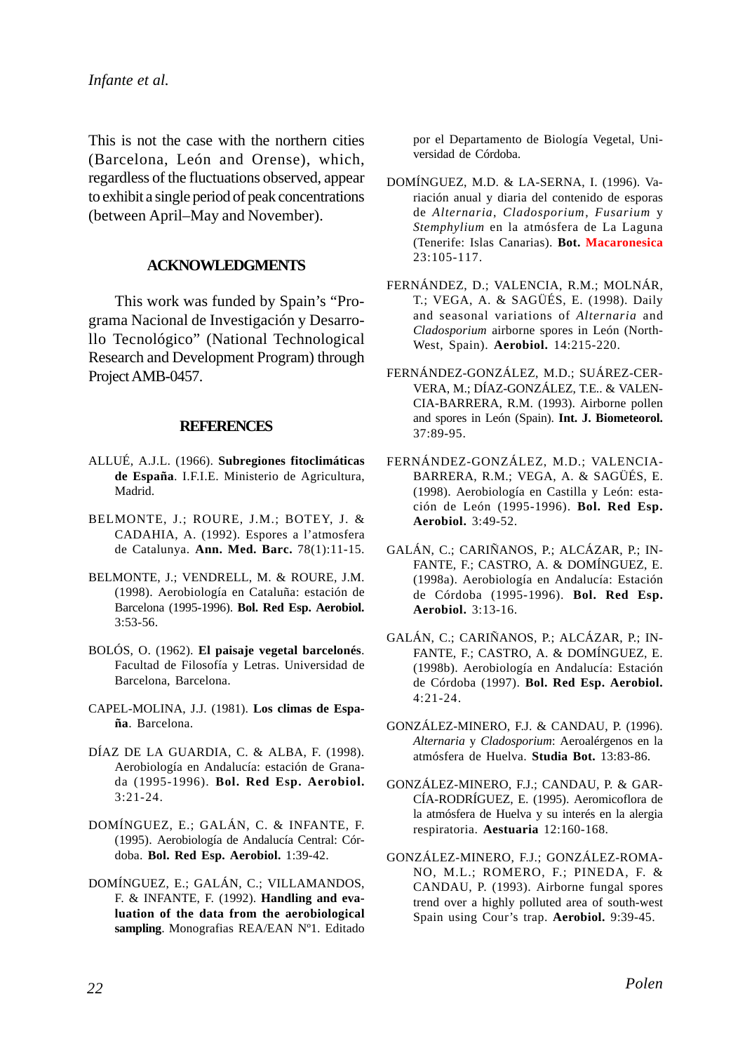This is not the case with the northern cities (Barcelona, León and Orense), which, regardless of the fluctuations observed, appear to exhibit a single period of peak concentrations (between April–May and November).

## ACKNOWLEDGMENTS

This work was funded by Spain's "Programa Nacional de Investigación y Desarrollo Tecnológico" (National Technological Research and Development Program) through Project AMB-0457.

## REFERENCES

ALLUÉ, A.J.L. (1966). **Subregiones fitoclimáticas de España**. I.F.I.E. Ministerio de Agricultura, Madrid.

BELMONTE, J.; ROURE, J.M.; BOTEY, J. & CADAHIA, A. (1992). Espores a l'atmosfera de Catalunya. **Ann. Med. Barc.** 78(1):11-15.

BELMONTE, J.; VENDRELL, M. & ROURE, J.M. (1998). Aerobiología en Cataluña: estación de Barcelona (1995-1996). **Bol. Red Esp. Aerobiol.** 3:53-56.

BOLÓS, O. (1962). **El paisaje vegetal barcelonés**. Facultad de Filosofía y Letras. Universidad de Barcelona, Barcelona.

CAPEL-MOLINA, J.J. (1981). **Los climas de España**. Barcelona.

DÍAZ DE LA GUARDIA, C. & ALBA, F. (1998). Aerobiología en Andalucía: estación de Granada (1995-1996). **Bol. Red Esp. Aerobiol.** 3:21-24.

DOMÍNGUEZ, E.; GALÁN, C. & INFANTE, F. (1995). Aerobiología de Andalucía Central: Córdoba. **Bol. Red Esp. Aerobiol.** 1:39-42.

DOMÍNGUEZ, E.; GALÁN, C.; VILLAMANDOS, F. & INFANTE, F. (1992). **Handling and evaluation of the data from the aerobiological sampling**. Monografias REA/EAN Nº1. Editado por el Departamento de Biología Vegetal, Universidad de Córdoba.

DOMÍNGUEZ, M.D. & LA-SERNA, I. (1996). Variación anual y diaria del contenido de esporas de *Alternaria*, *Cladosporium*, *Fusarium* y *Stemphylium* en la atmósfera de La Laguna (Tenerife: Islas Canarias). **Bot. Macaronesica** 23:105-117.

FERNÁNDEZ, D.; VALENCIA, R.M.; MOLNÁR, T.; VEGA, A. & SAGÜÉS, E. (1998). Daily and seasonal variations of *Alternaria* and *Cladosporium* airborne spores in León (North-West, Spain). **Aerobiol.** 14:215-220.

FERNÁNDEZ-GONZÁLEZ, M.D.; SUÁREZ-CERVERA, M.; DÍAZ-GONZÁLEZ, T.E.. & VALENCIA-BARRERA, R.M. (1993). Airborne pollen and spores in León (Spain). **Int. J. Biometeorol.** 37:89-95.

FERNÁNDEZ-GONZÁLEZ, M.D.; VALENCIA-BARRERA, R.M.; VEGA, A. & SAGÜÉS, E. (1998). Aerobiología en Castilla y León: estación de León (1995-1996). **Bol. Red Esp. Aerobiol.** 3:49-52.

GALÁN, C.; CARIÑANOS, P.; ALCÁZAR, P.; INFANTE, F.; CASTRO, A. & DOMÍNGUEZ, E. (1998a). Aerobiología en Andalucía: Estación de Córdoba (1995-1996). **Bol. Red Esp. Aerobiol.** 3:13-16.

GALÁN, C.; CARIÑANOS, P.; ALCÁZAR, P.; INFANTE, F.; CASTRO, A. & DOMÍNGUEZ, E. (1998b). Aerobiología en Andalucía: Estación de Córdoba (1997). **Bol. Red Esp. Aerobiol.** 4:21-24.

GONZÁLEZ-MINERO, F.J. & CANDAU, P. (1996). *Alternaria* y *Cladosporium*: Aeroalérgenos en la atmósfera de Huelva. **Studia Bot.** 13:83-86.

GONZÁLEZ-MINERO, F.J.; CANDAU, P. & GARCÍA-RODRÍGUEZ, E. (1995). Aeromicoflora de la atmósfera de Huelva y su interés en la alergia respiratoria. **Aestuaria** 12:160-168.

GONZÁLEZ-MINERO, F.J.; GONZÁLEZ-ROMANO, M.L.; ROMERO, F.; PINEDA, F. & CANDAU, P. (1993). Airborne fungal spores trend over a highly polluted area of south-west Spain using Cour's trap. **Aerobiol.** 9:39-45.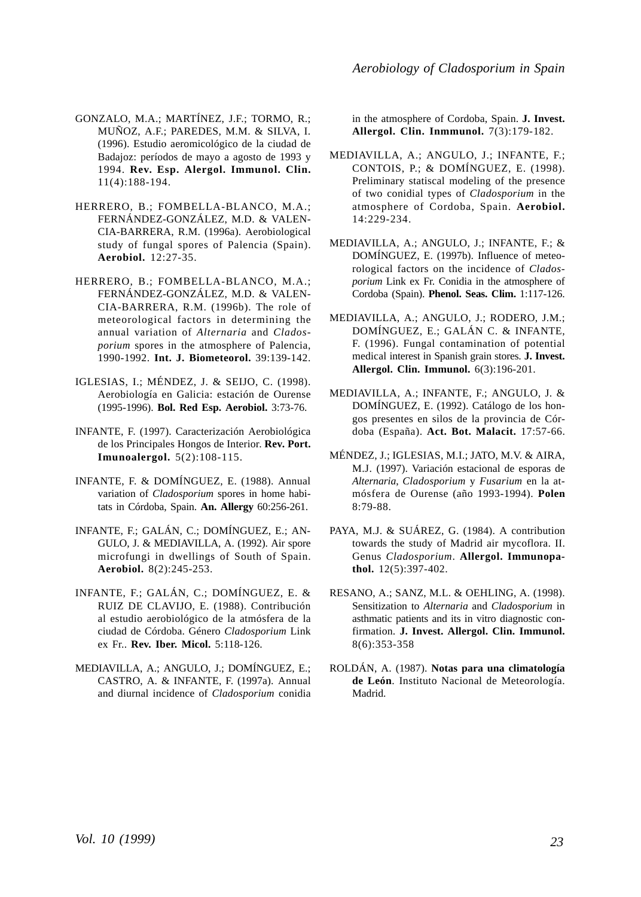GONZALO, M.A.; MARTÍNEZ, J.F.; TORMO, R.; MUÑOZ, A.F.; PAREDES, M.M. & SILVA, I. (1996). Estudio aeromicológico de la ciudad de Badajoz: períodos de mayo a agosto de 1993 y 1994. **Rev. Esp. Alergol. Immunol. Clin.** 11(4):188-194.

HERRERO, B.; FOMBELLA-BLANCO, M.A.; FERNÁNDEZ-GONZÁLEZ, M.D. & VALENCIA-BARRERA, R.M. (1996a). Aerobiological study of fungal spores of Palencia (Spain). **Aerobiol.** 12:27-35.

HERRERO, B.; FOMBELLA-BLANCO, M.A.; FERNÁNDEZ-GONZÁLEZ, M.D. & VALENCIA-BARRERA, R.M. (1996b). The role of meteorological factors in determining the annual variation of *Alternaria* and *Cladosporium* spores in the atmosphere of Palencia, 1990-1992. **Int. J. Biometeorol.** 39:139-142.

IGLESIAS, I.; MÉNDEZ, J. & SEIJO, C. (1998). Aerobiología en Galicia: estación de Ourense (1995-1996). **Bol. Red Esp. Aerobiol.** 3:73-76.

INFANTE, F. (1997). Caracterización Aerobiológica de los Principales Hongos de Interior. **Rev. Port. Imunoalergol.** 5(2):108-115.

INFANTE, F. & DOMÍNGUEZ, E. (1988). Annual variation of *Cladosporium* spores in home habitats in Córdoba, Spain. **An. Allergy** 60:256-261.

INFANTE, F.; GALÁN, C.; DOMÍNGUEZ, E.; ANGULO, J. & MEDIAVILLA, A. (1992). Air spore microfungi in dwellings of South of Spain. **Aerobiol.** 8(2):245-253.

INFANTE, F.; GALÁN, C.; DOMÍNGUEZ, E. & RUIZ DE CLAVIJO, E. (1988). Contribución al estudio aerobiológico de la atmósfera de la ciudad de Córdoba. Género *Cladosporium* Link ex Fr.. **Rev. Iber. Micol.** 5:118-126.

MEDIAVILLA, A.; ANGULO, J.; DOMÍNGUEZ, E.; CASTRO, A. & INFANTE, F. (1997a). Annual and diurnal incidence of *Cladosporium* conidia in the atmosphere of Cordoba, Spain. **J. Invest. Allergol. Clin. Inmmunol.** 7(3):179-182.

MEDIAVILLA, A.; ANGULO, J.; INFANTE, F.; CONTOIS, P.; & DOMÍNGUEZ, E. (1998). Preliminary statiscal modeling of the presence of two conidial types of *Cladosporium* in the atmosphere of Cordoba, Spain. **Aerobiol.** 14:229-234.

MEDIAVILLA, A.; ANGULO, J.; INFANTE, F.; & DOMÍNGUEZ, E. (1997b). Influence of meteorological factors on the incidence of *Cladosporium* Link ex Fr. Conidia in the atmosphere of Cordoba (Spain). **Phenol. Seas. Clim.** 1:117-126.

MEDIAVILLA, A.; ANGULO, J.; RODERO, J.M.; DOMÍNGUEZ, E.; GALÁN C. & INFANTE, F. (1996). Fungal contamination of potential medical interest in Spanish grain stores. **J. Invest. Allergol. Clin. Immunol.** 6(3):196-201.

MEDIAVILLA, A.; INFANTE, F.; ANGULO, J. & DOMÍNGUEZ, E. (1992). Catálogo de los hongos presentes en silos de la provincia de Córdoba (España). **Act. Bot. Malacit.** 17:57-66.

MÉNDEZ, J.; IGLESIAS, M.I.; JATO, M.V. & AIRA, M.J. (1997). Variación estacional de esporas de *Alternaria*, *Cladosporium* y *Fusarium* en la atmósfera de Ourense (año 1993-1994). **Polen** 8:79-88.

PAYA, M.J. & SUÁREZ, G. (1984). A contribution towards the study of Madrid air mycoflora. II. Genus *Cladosporium*. **Allergol. Immunopathol.** 12(5):397-402.

RESANO, A.; SANZ, M.L. & OEHLING, A. (1998). Sensitization to *Alternaria* and *Cladosporium* in asthmatic patients and its in vitro diagnostic confirmation. **J. Invest. Allergol. Clin. Immunol.** 8(6):353-358

ROLDÁN, A. (1987). **Notas para una climatología de León**. Instituto Nacional de Meteorología. Madrid.